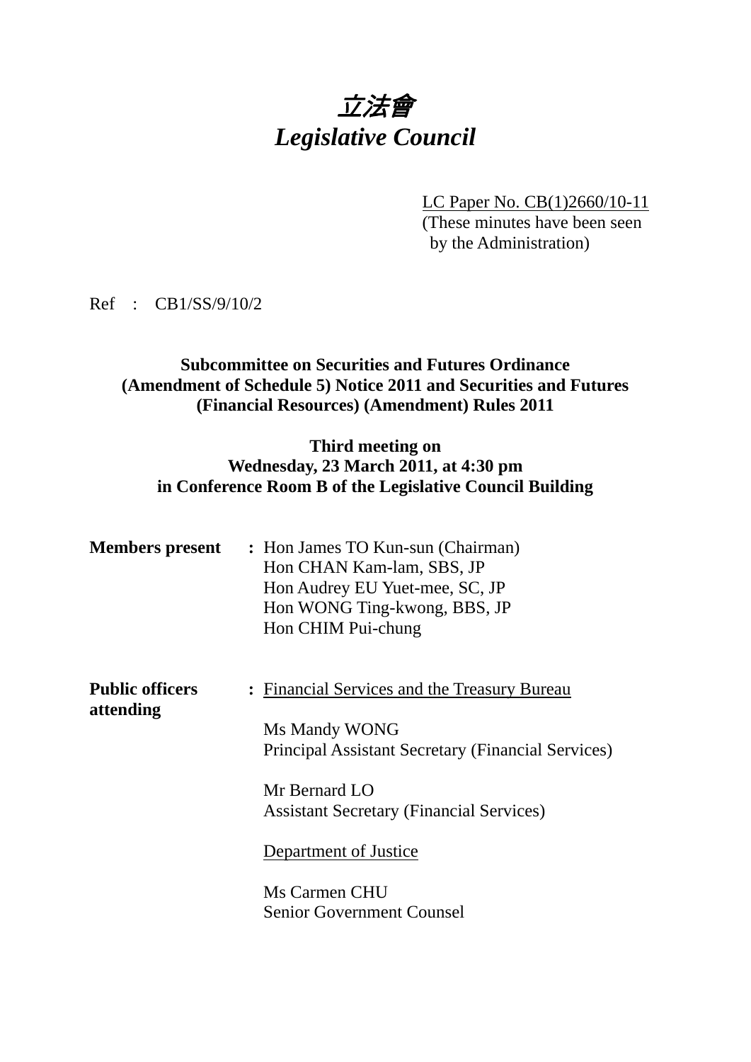# 立法會
# *Legislative Council*

LC Paper No. CB(1)2660/10-11
(These minutes have been seen by the Administration)

Ref : CB1/SS/9/10/2

**Subcommittee on Securities and Futures Ordinance (Amendment of Schedule 5) Notice 2011 and Securities and Futures (Financial Resources) (Amendment) Rules 2011**

**Third meeting on Wednesday, 23 March 2011, at 4:30 pm in Conference Room B of the Legislative Council Building**

**Members present** : Hon James TO Kun-sun (Chairman)
Hon CHAN Kam-lam, SBS, JP
Hon Audrey EU Yuet-mee, SC, JP
Hon WONG Ting-kwong, BBS, JP
Hon CHIM Pui-chung

**Public officers attending** : Financial Services and the Treasury Bureau

Ms Mandy WONG
Principal Assistant Secretary (Financial Services)

Mr Bernard LO
Assistant Secretary (Financial Services)

Department of Justice

Ms Carmen CHU
Senior Government Counsel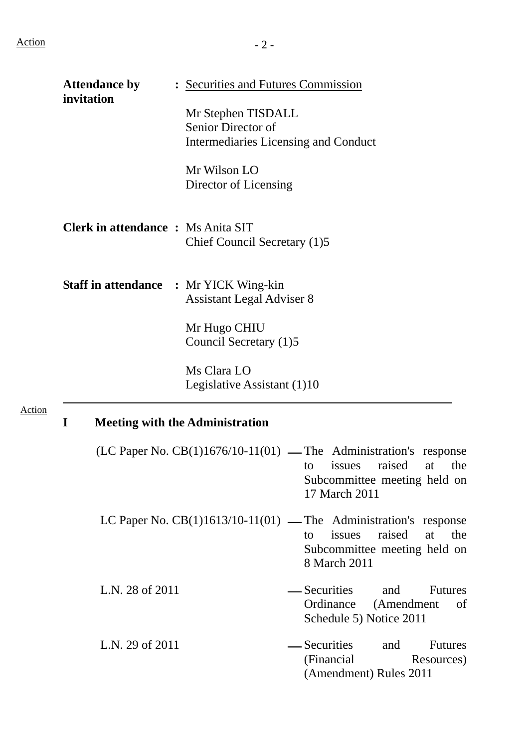**Attendance by invitation** : <u>Securities and Futures Commission</u>

Mr Stephen TISDALL
Senior Director of
Intermediaries Licensing and Conduct

Mr Wilson LO
Director of Licensing

**Clerk in attendance** : Ms Anita SIT
Chief Council Secretary (1)5

**Staff in attendance** : Mr YICK Wing-kin
Assistant Legal Adviser 8

Mr Hugo CHIU
Council Secretary (1)5

Ms Clara LO
Legislative Assistant (1)10

---

Action

## I Meeting with the Administration

(LC Paper No. CB(1)1676/10-11(01) — The Administration's response to issues raised at the Subcommittee meeting held on 17 March 2011

LC Paper No. CB(1)1613/10-11(01) — The Administration's response to issues raised at the Subcommittee meeting held on 8 March 2011

L.N. 28 of 2011 — Securities and Futures Ordinance (Amendment of Schedule 5) Notice 2011

L.N. 29 of 2011 — Securities and Futures (Financial Resources) (Amendment) Rules 2011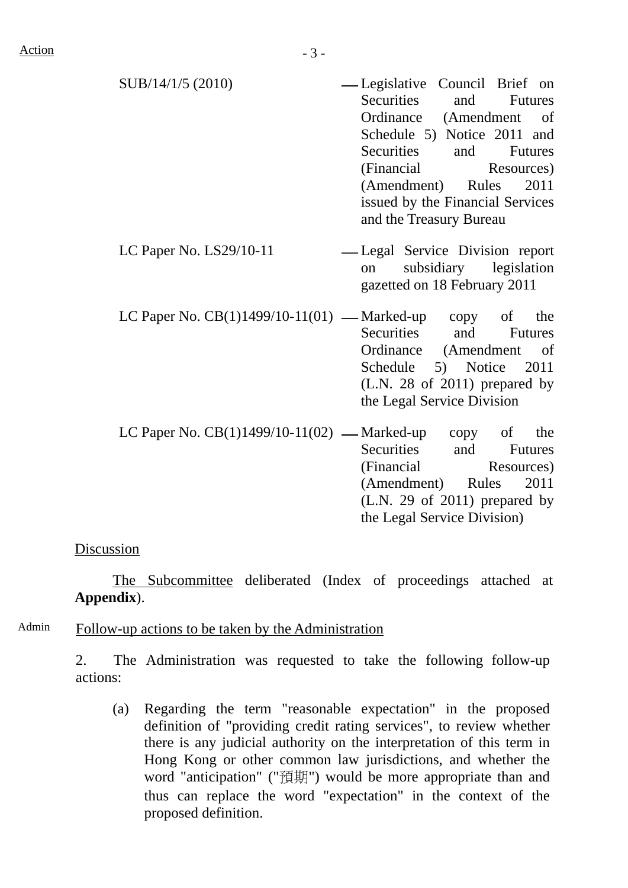Action

| | |
|---|---|
| SUB/14/1/5 (2010) | — Legislative Council Brief on Securities and Futures Ordinance (Amendment of Schedule 5) Notice 2011 and Securities and Futures (Financial Resources) (Amendment) Rules 2011 issued by the Financial Services and the Treasury Bureau |
| LC Paper No. LS29/10-11 | — Legal Service Division report on subsidiary legislation gazetted on 18 February 2011 |
| LC Paper No. CB(1)1499/10-11(01) | — Marked-up copy of the Securities and Futures Ordinance (Amendment of Schedule 5) Notice 2011 (L.N. 28 of 2011) prepared by the Legal Service Division |
| LC Paper No. CB(1)1499/10-11(02) | — Marked-up copy of the Securities and Futures (Financial Resources) (Amendment) Rules 2011 (L.N. 29 of 2011) prepared by the Legal Service Division) |

Discussion

The Subcommittee deliberated (Index of proceedings attached at **Appendix**).

Admin

Follow-up actions to be taken by the Administration

2. The Administration was requested to take the following follow-up actions:

(a) Regarding the term "reasonable expectation" in the proposed definition of "providing credit rating services", to review whether there is any judicial authority on the interpretation of this term in Hong Kong or other common law jurisdictions, and whether the word "anticipation" ("預期") would be more appropriate than and thus can replace the word "expectation" in the context of the proposed definition.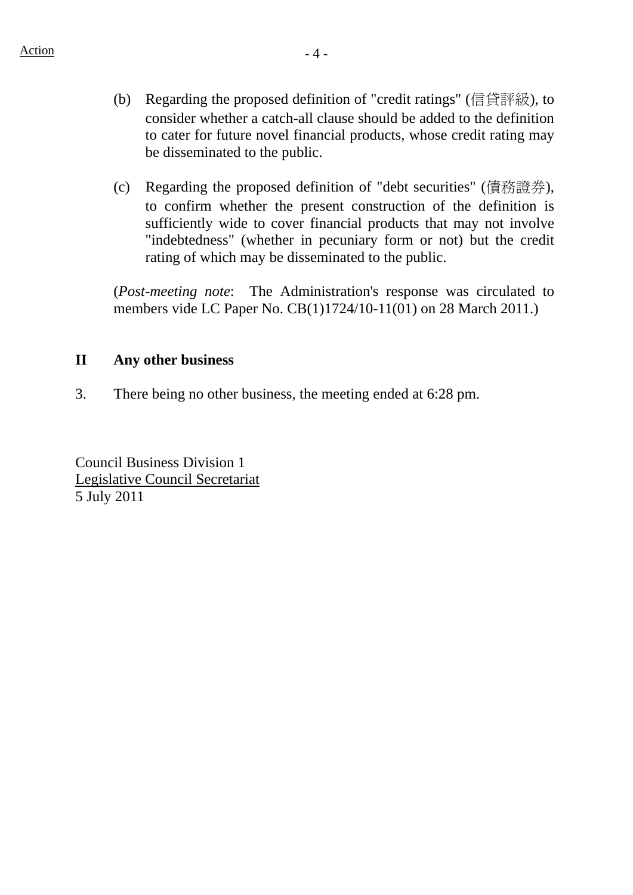Action

(b) Regarding the proposed definition of "credit ratings" (信貸評級), to consider whether a catch-all clause should be added to the definition to cater for future novel financial products, whose credit rating may be disseminated to the public.

(c) Regarding the proposed definition of "debt securities" (債務證券), to confirm whether the present construction of the definition is sufficiently wide to cover financial products that may not involve "indebtedness" (whether in pecuniary form or not) but the credit rating of which may be disseminated to the public.

(*Post-meeting note*: The Administration's response was circulated to members vide LC Paper No. CB(1)1724/10-11(01) on 28 March 2011.)

## II Any other business

3. There being no other business, the meeting ended at 6:28 pm.

Council Business Division 1
Legislative Council Secretariat
5 July 2011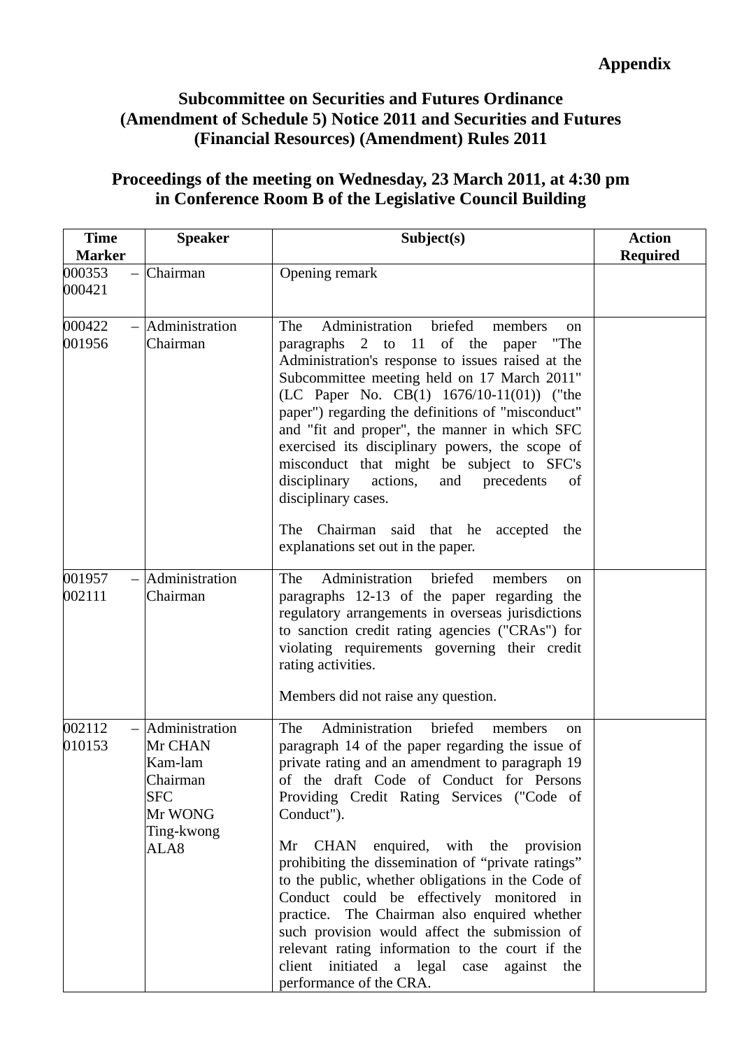**Appendix**

## Subcommittee on Securities and Futures Ordinance (Amendment of Schedule 5) Notice 2011 and Securities and Futures (Financial Resources) (Amendment) Rules 2011

## Proceedings of the meeting on Wednesday, 23 March 2011, at 4:30 pm in Conference Room B of the Legislative Council Building

| Time Marker | Speaker | Subject(s) | Action Required |
|---|---|---|---|
| 000353 – 000421 | Chairman | Opening remark | |
| 000422 – 001956 | Administration<br>Chairman | The Administration briefed members on paragraphs 2 to 11 of the paper "The Administration's response to issues raised at the Subcommittee meeting held on 17 March 2011" (LC Paper No. CB(1) 1676/10-11(01)) ("the paper") regarding the definitions of "misconduct" and "fit and proper", the manner in which SFC exercised its disciplinary powers, the scope of misconduct that might be subject to SFC's disciplinary actions, and precedents of disciplinary cases.<br><br>The Chairman said that he accepted the explanations set out in the paper. | |
| 001957 – 002111 | Administration<br>Chairman | The Administration briefed members on paragraphs 12-13 of the paper regarding the regulatory arrangements in overseas jurisdictions to sanction credit rating agencies ("CRAs") for violating requirements governing their credit rating activities.<br><br>Members did not raise any question. | |
| 002112 – 010153 | Administration<br>Mr CHAN Kam-lam<br>Chairman<br>SFC<br>Mr WONG Ting-kwong<br>ALA8 | The Administration briefed members on paragraph 14 of the paper regarding the issue of private rating and an amendment to paragraph 19 of the draft Code of Conduct for Persons Providing Credit Rating Services ("Code of Conduct").<br><br>Mr CHAN enquired, with the provision prohibiting the dissemination of "private ratings" to the public, whether obligations in the Code of Conduct could be effectively monitored in practice. The Chairman also enquired whether such provision would affect the submission of relevant rating information to the court if the client initiated a legal case against the performance of the CRA. | |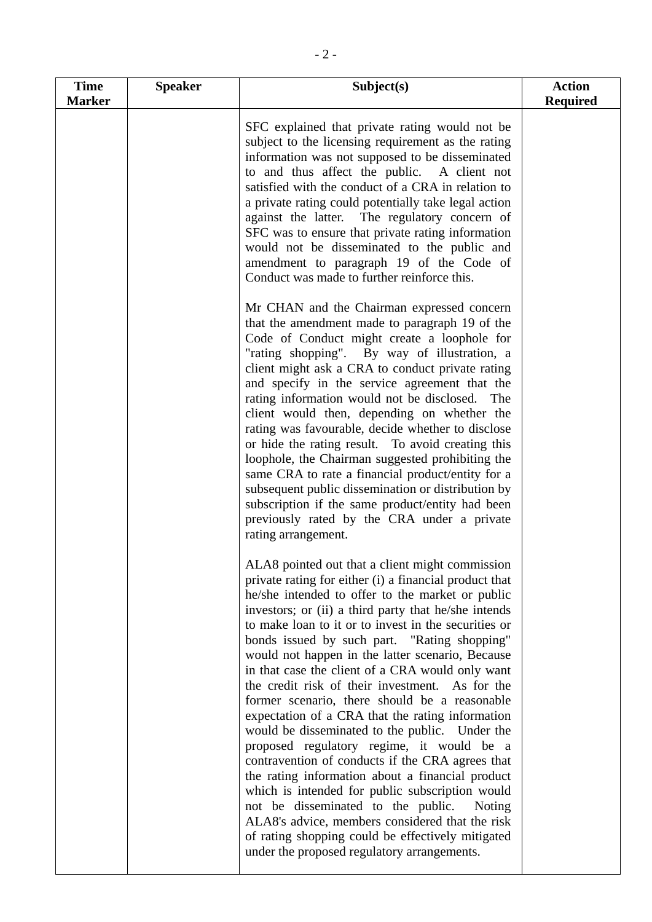| Time Marker | Speaker | Subject(s) | Action Required |
| --- | --- | --- | --- |
| | | SFC explained that private rating would not be subject to the licensing requirement as the rating information was not supposed to be disseminated to and thus affect the public. A client not satisfied with the conduct of a CRA in relation to a private rating could potentially take legal action against the latter. The regulatory concern of SFC was to ensure that private rating information would not be disseminated to the public and amendment to paragraph 19 of the Code of Conduct was made to further reinforce this.<br><br>Mr CHAN and the Chairman expressed concern that the amendment made to paragraph 19 of the Code of Conduct might create a loophole for "rating shopping". By way of illustration, a client might ask a CRA to conduct private rating and specify in the service agreement that the rating information would not be disclosed. The client would then, depending on whether the rating was favourable, decide whether to disclose or hide the rating result. To avoid creating this loophole, the Chairman suggested prohibiting the same CRA to rate a financial product/entity for a subsequent public dissemination or distribution by subscription if the same product/entity had been previously rated by the CRA under a private rating arrangement.<br><br>ALA8 pointed out that a client might commission private rating for either (i) a financial product that he/she intended to offer to the market or public investors; or (ii) a third party that he/she intends to make loan to it or to invest in the securities or bonds issued by such part. "Rating shopping" would not happen in the latter scenario, Because in that case the client of a CRA would only want the credit risk of their investment. As for the former scenario, there should be a reasonable expectation of a CRA that the rating information would be disseminated to the public. Under the proposed regulatory regime, it would be a contravention of conducts if the CRA agrees that the rating information about a financial product which is intended for public subscription would not be disseminated to the public. Noting ALA8's advice, members considered that the risk of rating shopping could be effectively mitigated under the proposed regulatory arrangements. | |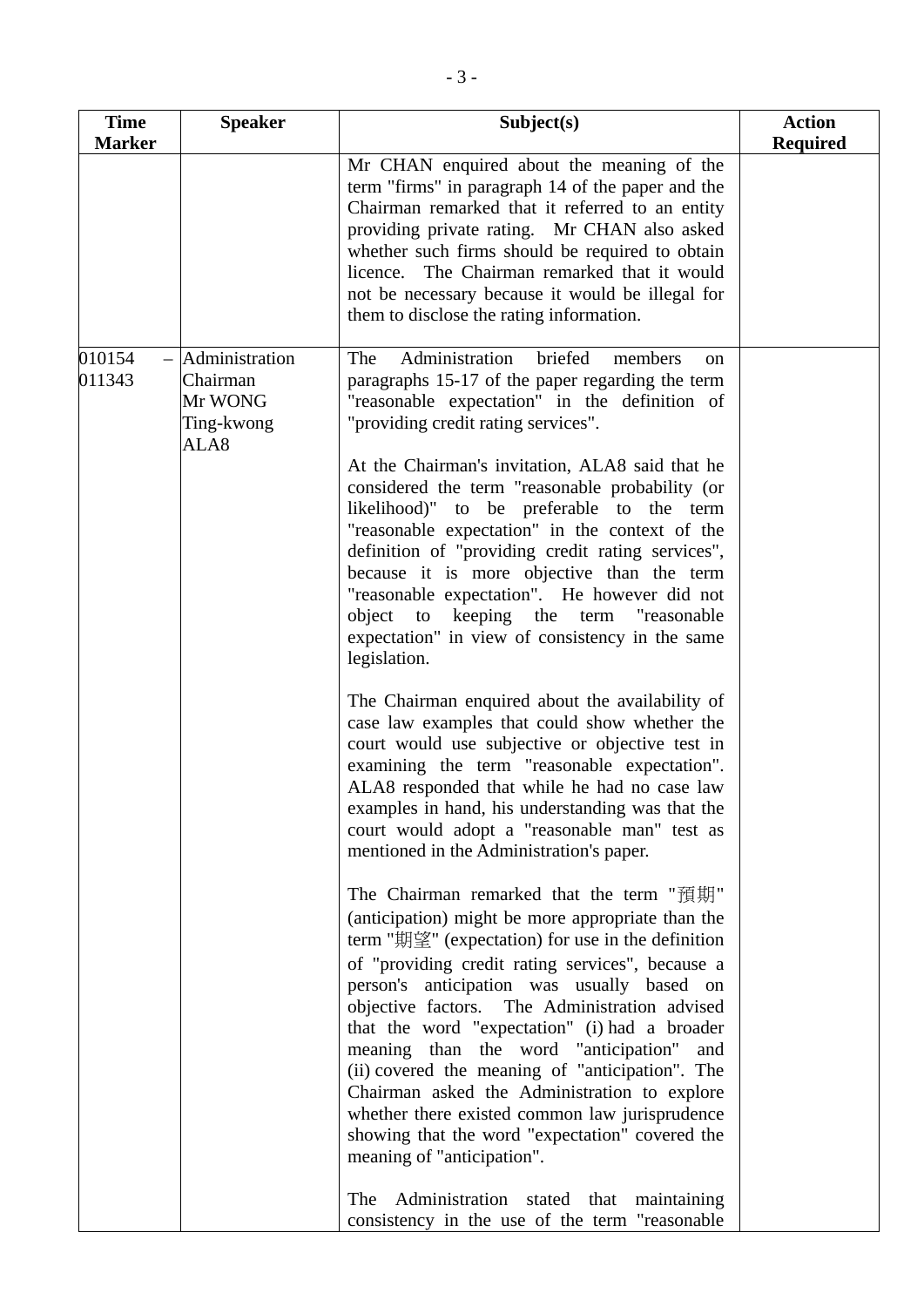| Time Marker | Speaker | Subject(s) | Action Required |
|---|---|---|---|
| | | Mr CHAN enquired about the meaning of the term "firms" in paragraph 14 of the paper and the Chairman remarked that it referred to an entity providing private rating. Mr CHAN also asked whether such firms should be required to obtain licence. The Chairman remarked that it would not be necessary because it would be illegal for them to disclose the rating information. | |
| 010154 – 011343 | Administration<br>Chairman<br>Mr WONG Ting-kwong<br>ALA8 | The Administration briefed members on paragraphs 15-17 of the paper regarding the term "reasonable expectation" in the definition of "providing credit rating services".<br><br>At the Chairman's invitation, ALA8 said that he considered the term "reasonable probability (or likelihood)" to be preferable to the term "reasonable expectation" in the context of the definition of "providing credit rating services", because it is more objective than the term "reasonable expectation". He however did not object to keeping the term "reasonable expectation" in view of consistency in the same legislation.<br><br>The Chairman enquired about the availability of case law examples that could show whether the court would use subjective or objective test in examining the term "reasonable expectation". ALA8 responded that while he had no case law examples in hand, his understanding was that the court would adopt a "reasonable man" test as mentioned in the Administration's paper.<br><br>The Chairman remarked that the term "預期" (anticipation) might be more appropriate than the term "期望" (expectation) for use in the definition of "providing credit rating services", because a person's anticipation was usually based on objective factors. The Administration advised that the word "expectation" (i) had a broader meaning than the word "anticipation" and (ii) covered the meaning of "anticipation". The Chairman asked the Administration to explore whether there existed common law jurisprudence showing that the word "expectation" covered the meaning of "anticipation".<br><br>The Administration stated that maintaining consistency in the use of the term "reasonable | |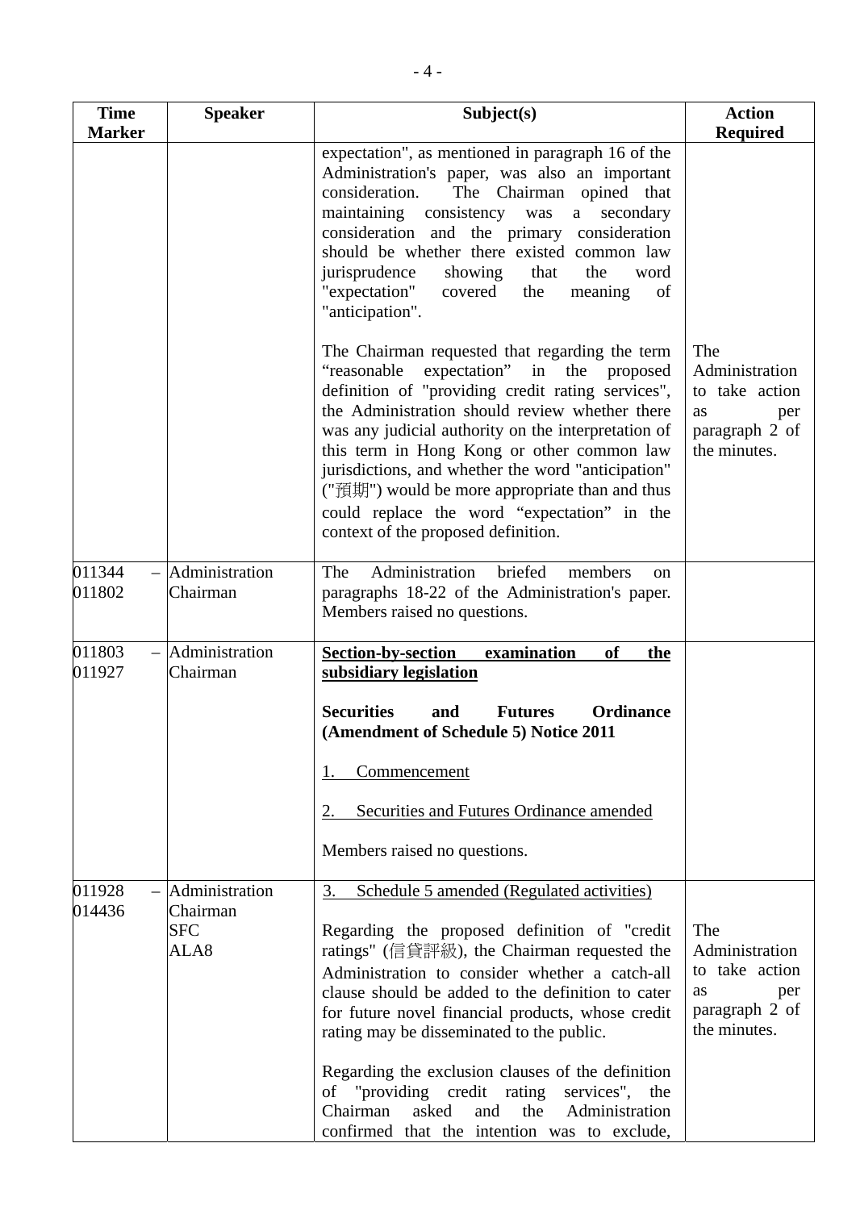| Time Marker | Speaker | Subject(s) | Action Required |
|---|---|---|---|
| | | expectation", as mentioned in paragraph 16 of the Administration's paper, was also an important consideration. The Chairman opined that maintaining consistency was a secondary consideration and the primary consideration should be whether there existed common law jurisprudence showing that the word "expectation" covered the meaning of "anticipation".<br><br>The Chairman requested that regarding the term "reasonable expectation" in the proposed definition of "providing credit rating services", the Administration should review whether there was any judicial authority on the interpretation of this term in Hong Kong or other common law jurisdictions, and whether the word "anticipation" ("預期") would be more appropriate than and thus could replace the word "expectation" in the context of the proposed definition. | The Administration to take action as per paragraph 2 of the minutes. |
| 011344 – 011802 | Administration<br>Chairman | The Administration briefed members on paragraphs 18-22 of the Administration's paper. Members raised no questions. | |
| 011803 – 011927 | Administration<br>Chairman | **<u>Section-by-section examination of the subsidiary legislation</u>**<br><br>**Securities and Futures Ordinance (Amendment of Schedule 5) Notice 2011**<br><br><u>1. Commencement</u><br><br><u>2. Securities and Futures Ordinance amended</u><br><br>Members raised no questions. | |
| 011928 – 014436 | Administration<br>Chairman<br>SFC<br>ALA8 | <u>3. Schedule 5 amended (Regulated activities)</u><br><br>Regarding the proposed definition of "credit ratings" (信貸評級), the Chairman requested the Administration to consider whether a catch-all clause should be added to the definition to cater for future novel financial products, whose credit rating may be disseminated to the public.<br><br>Regarding the exclusion clauses of the definition of "providing credit rating services", the Chairman asked and the Administration confirmed that the intention was to exclude, | The Administration to take action as per paragraph 2 of the minutes. |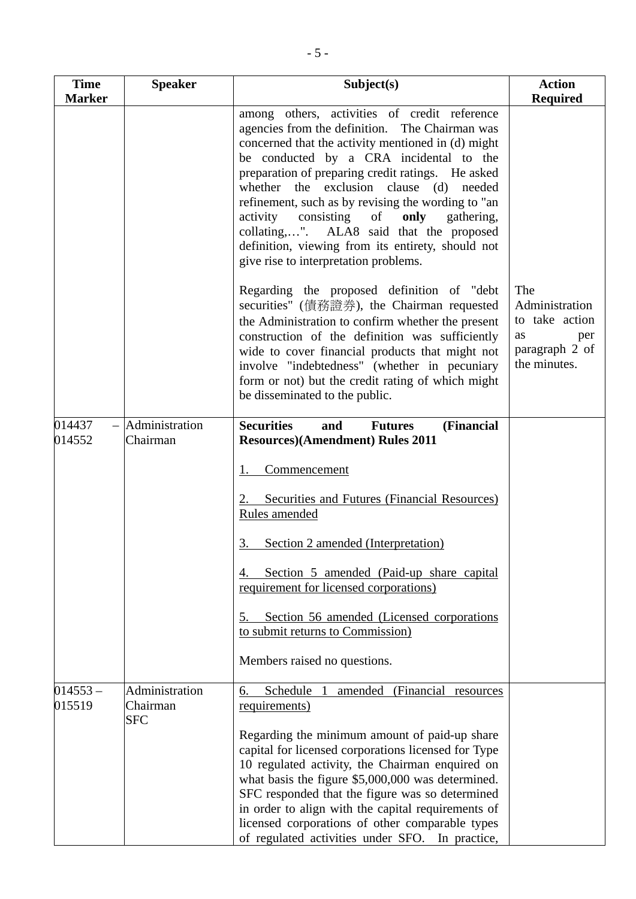| Time Marker | Speaker | Subject(s) | Action Required |
|---|---|---|---|
| | | among others, activities of credit reference agencies from the definition. The Chairman was concerned that the activity mentioned in (d) might be conducted by a CRA incidental to the preparation of preparing credit ratings. He asked whether the exclusion clause (d) needed refinement, such as by revising the wording to "an activity consisting of **only** gathering, collating,…". ALA8 said that the proposed definition, viewing from its entirety, should not give rise to interpretation problems.<br><br>Regarding the proposed definition of "debt securities" (債務證券), the Chairman requested the Administration to confirm whether the present construction of the definition was sufficiently wide to cover financial products that might not involve "indebtedness" (whether in pecuniary form or not) but the credit rating of which might be disseminated to the public. | The Administration to take action as per paragraph 2 of the minutes. |
| 014437 – 014552 | Administration<br>Chairman | **Securities and Futures (Financial Resources)(Amendment) Rules 2011**<br><br><u>1. Commencement</u><br><br><u>2. Securities and Futures (Financial Resources) Rules amended</u><br><br><u>3. Section 2 amended (Interpretation)</u><br><br><u>4. Section 5 amended (Paid-up share capital requirement for licensed corporations)</u><br><br><u>5. Section 56 amended (Licensed corporations to submit returns to Commission)</u><br><br>Members raised no questions. | |
| 014553 – 015519 | Administration<br>Chairman<br>SFC | <u>6. Schedule 1 amended (Financial resources requirements)</u><br><br>Regarding the minimum amount of paid-up share capital for licensed corporations licensed for Type 10 regulated activity, the Chairman enquired on what basis the figure $5,000,000 was determined. SFC responded that the figure was so determined in order to align with the capital requirements of licensed corporations of other comparable types of regulated activities under SFO. In practice, | |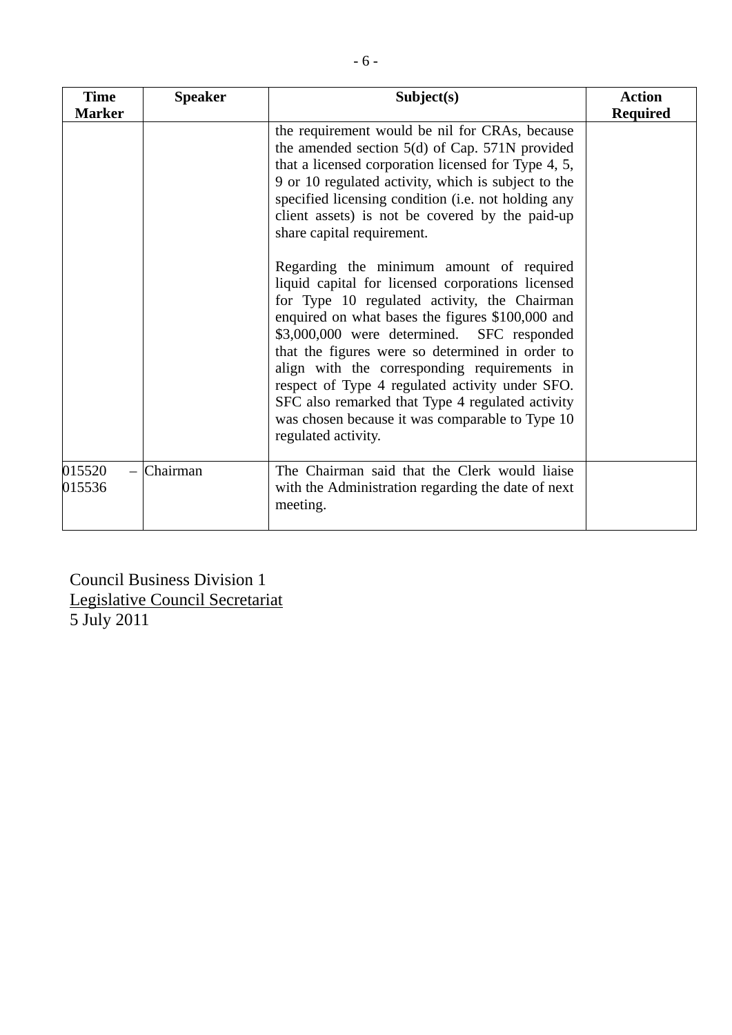| Time Marker | Speaker | Subject(s) | Action Required |
|---|---|---|---|
| | | the requirement would be nil for CRAs, because the amended section 5(d) of Cap. 571N provided that a licensed corporation licensed for Type 4, 5, 9 or 10 regulated activity, which is subject to the specified licensing condition (i.e. not holding any client assets) is not be covered by the paid-up share capital requirement.<br><br>Regarding the minimum amount of required liquid capital for licensed corporations licensed for Type 10 regulated activity, the Chairman enquired on what bases the figures $100,000 and $3,000,000 were determined. SFC responded that the figures were so determined in order to align with the corresponding requirements in respect of Type 4 regulated activity under SFO. SFC also remarked that Type 4 regulated activity was chosen because it was comparable to Type 10 regulated activity. | |
| 015520 – 015536 | Chairman | The Chairman said that the Clerk would liaise with the Administration regarding the date of next meeting. | |

Council Business Division 1
Legislative Council Secretariat
5 July 2011